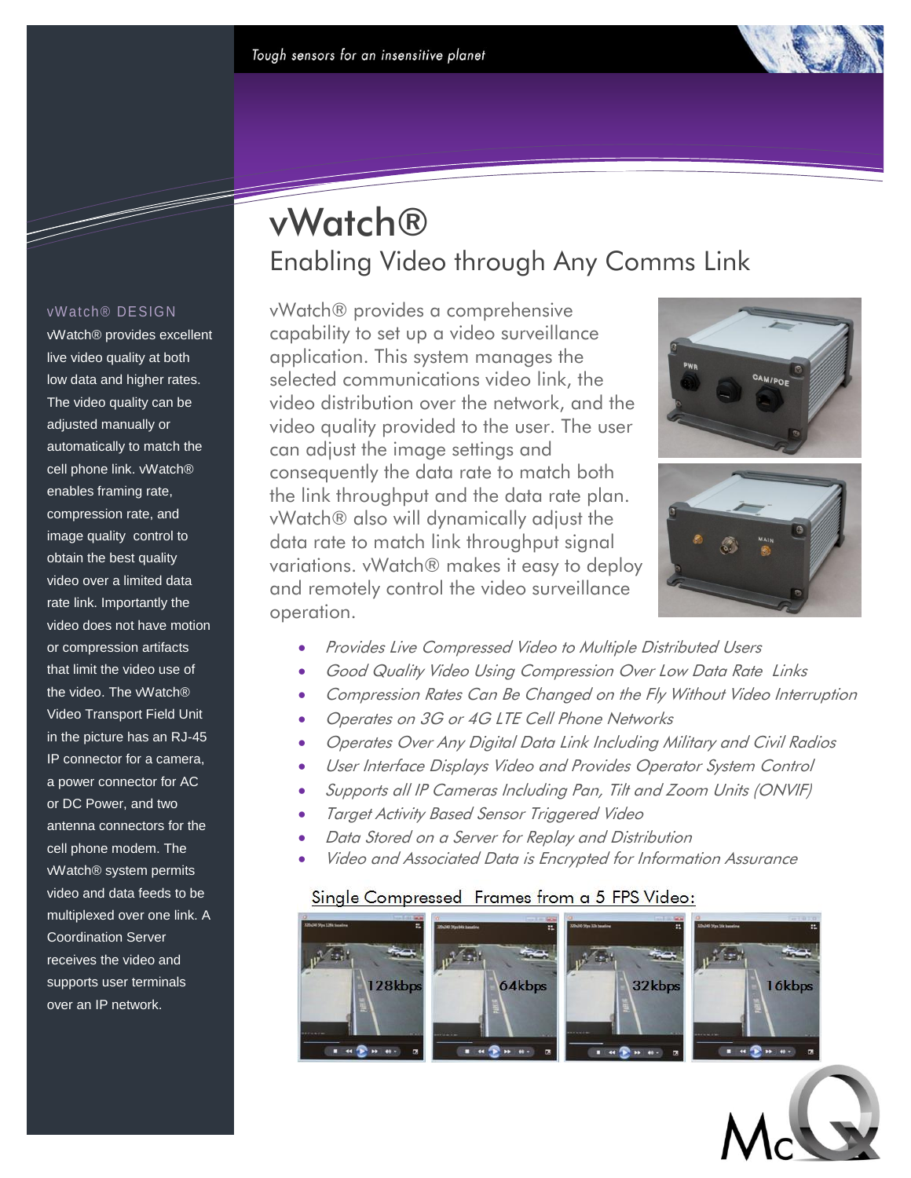Tough sensors for an insensitive planet

# vWatch®

## Enabling Video through Any Comms Link

vWatch® provides a comprehensive capability to set up a video surveillance application. This system manages the selected communications video link, the video distribution over the network, and the video quality provided to the user. The user can adjust the image settings and consequently the data rate to match both the link throughput and the data rate plan. vWatch® also will dynamically adjust the data rate to match link throughput signal variations. vWatch® makes it easy to deploy and remotely control the video surveillance operation.

- *Provides Live Compressed Video to Multiple Distributed Users*
- *Good Quality Video Using Compression Over Low Data Rate Links*
- *Compression Rates Can Be Changed on the Fly Without Video Interruption*
- *Operates on 3G or 4G LTE Cell Phone Networks*
- *Operates Over Any Digital Data Link Including Military and Civil Radios*
- *User Interface Displays Video and Provides Operator System Control*
- *Supports all IP Cameras Including Pan, Tilt and Zoom Units (ONVIF)*
- *Target Activity Based Sensor Triggered Video*
- *Data Stored on a Server for Replay and Distribution*
- *Video and Associated Data is Encrypted for Information Assurance*

Single Compressed Frames from a 5 FPS Video:

128kbps | 64kbps | 32kbps | 16kbps

### vWatch® DESIGN

vWatch® provides excellent live video quality at both low data and higher rates. The video quality can be adjusted manually or automatically to match the cell phone link. vWatch® enables framing rate, compression rate, and image quality control to obtain the best quality video over a limited data rate link. Importantly the video does not have motion or compression artifacts that limit the video use of the video. The vWatch® Video Transport Field Unit in the picture has an RJ-45 IP connector for a camera, a power connector for AC or DC Power, and two antenna connectors for the cell phone modem. The vWatch® system permits video and data feeds to be multiplexed over one link. A Coordination Server receives the video and supports user terminals over an IP network.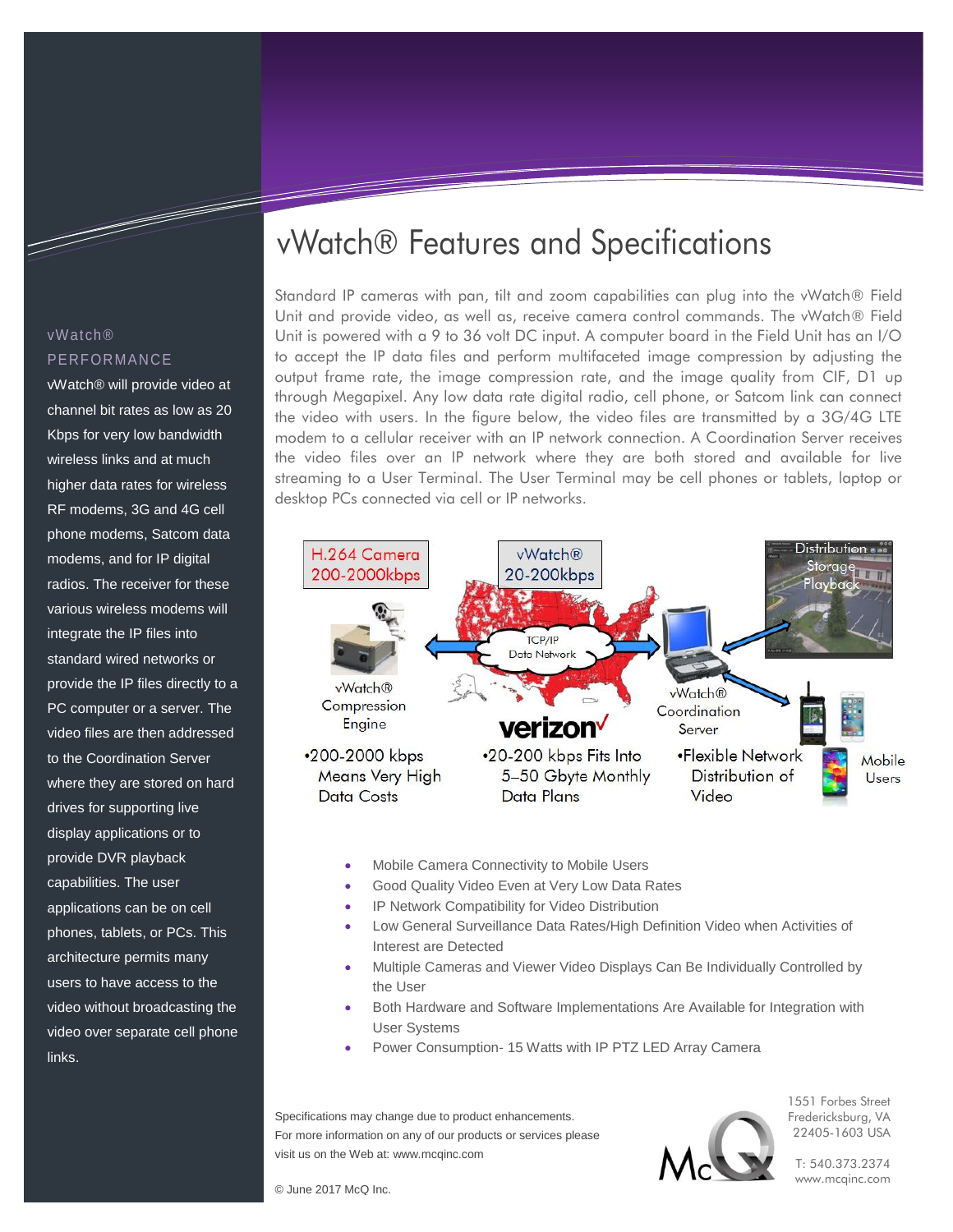# vWatch® Features and Specifications

Standard IP cameras with pan, tilt and zoom capabilities can plug into the vWatch® Field Unit and provide video, as well as, receive camera control commands. The vWatch® Field Unit is powered with a 9 to 36 volt DC input. A computer board in the Field Unit has an I/O to accept the IP data files and perform multifaceted image compression by adjusting the output frame rate, the image compression rate, and the image quality from CIF, D1 up through Megapixel. Any low data rate digital radio, cell phone, or Satcom link can connect the video with users. In the figure below, the video files are transmitted by a 3G/4G LTE modem to a cellular receiver with an IP network connection. A Coordination Server receives the video files over an IP network where they are both stored and available for live streaming to a User Terminal. The User Terminal may be cell phones or tablets, laptop or desktop PCs connected via cell or IP networks.

H.264 Camera
200-2000kbps

vWatch®
20-200kbps

Distribution
Storage
Playback

TCP/IP
Data Network

vWatch®
Compression
Engine

verizon

vWatch®
Coordination
Server

Mobile
Users

•200-2000 kbps
Means Very High
Data Costs

•20-200 kbps Fits Into
5–50 Gbyte Monthly
Data Plans

•Flexible Network
Distribution of
Video

- Mobile Camera Connectivity to Mobile Users
- Good Quality Video Even at Very Low Data Rates
- IP Network Compatibility for Video Distribution
- Low General Surveillance Data Rates/High Definition Video when Activities of Interest are Detected
- Multiple Cameras and Viewer Video Displays Can Be Individually Controlled by the User
- Both Hardware and Software Implementations Are Available for Integration with User Systems
- Power Consumption- 15 Watts with IP PTZ LED Array Camera

## vWatch® PERFORMANCE

vWatch® will provide video at channel bit rates as low as 20 Kbps for very low bandwidth wireless links and at much higher data rates for wireless RF modems, 3G and 4G cell phone modems, Satcom data modems, and for IP digital radios. The receiver for these various wireless modems will integrate the IP files into standard wired networks or provide the IP files directly to a PC computer or a server. The video files are then addressed to the Coordination Server where they are stored on hard drives for supporting live display applications or to provide DVR playback capabilities. The user applications can be on cell phones, tablets, or PCs. This architecture permits many users to have access to the video without broadcasting the video over separate cell phone links.

Specifications may change due to product enhancements.
For more information on any of our products or services please visit us on the Web at: www.mcqinc.com

© June 2017 McQ Inc.

McQ

1551 Forbes Street
Fredericksburg, VA
22405-1603 USA

T: 540.373.2374
www.mcqinc.com